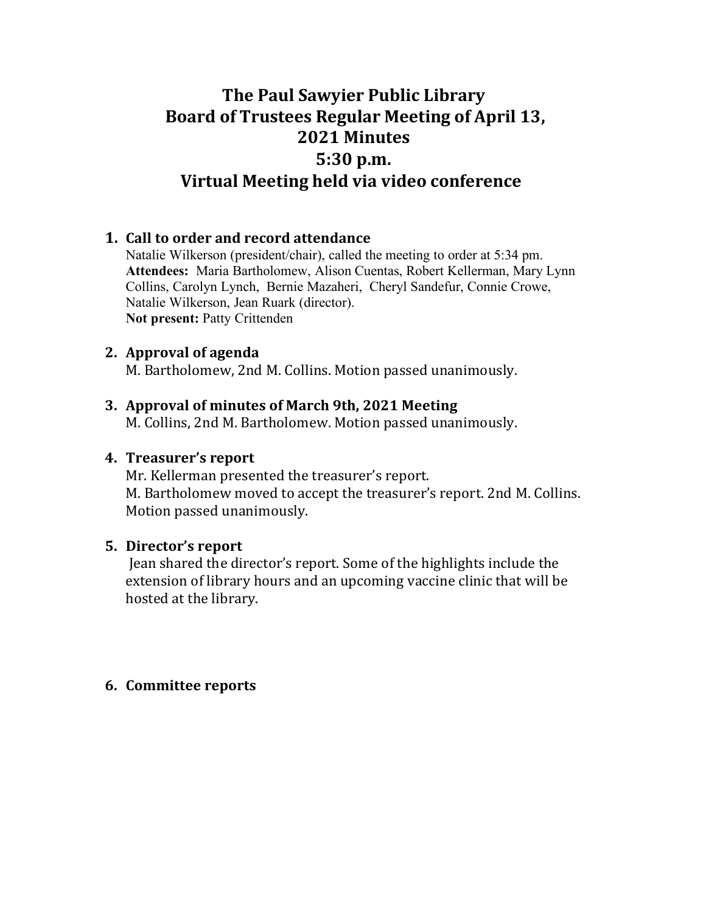# The Paul Sawyier Public Library
# Board of Trustees Regular Meeting of April 13, 2021 Minutes
# 5:30 p.m.
# Virtual Meeting held via video conference

1. **Call to order and record attendance**

   Natalie Wilkerson (president/chair), called the meeting to order at 5:34 pm.
   **Attendees:** Maria Bartholomew, Alison Cuentas, Robert Kellerman, Mary Lynn Collins, Carolyn Lynch, Bernie Mazaheri, Cheryl Sandefur, Connie Crowe, Natalie Wilkerson, Jean Ruark (director).
   **Not present:** Patty Crittenden

2. **Approval of agenda**

   M. Bartholomew, 2nd M. Collins. Motion passed unanimously.

3. **Approval of minutes of March 9th, 2021 Meeting**

   M. Collins, 2nd M. Bartholomew. Motion passed unanimously.

4. **Treasurer's report**

   Mr. Kellerman presented the treasurer's report.
   M. Bartholomew moved to accept the treasurer's report. 2nd M. Collins. Motion passed unanimously.

5. **Director's report**

   Jean shared the director's report. Some of the highlights include the extension of library hours and an upcoming vaccine clinic that will be hosted at the library.

6. **Committee reports**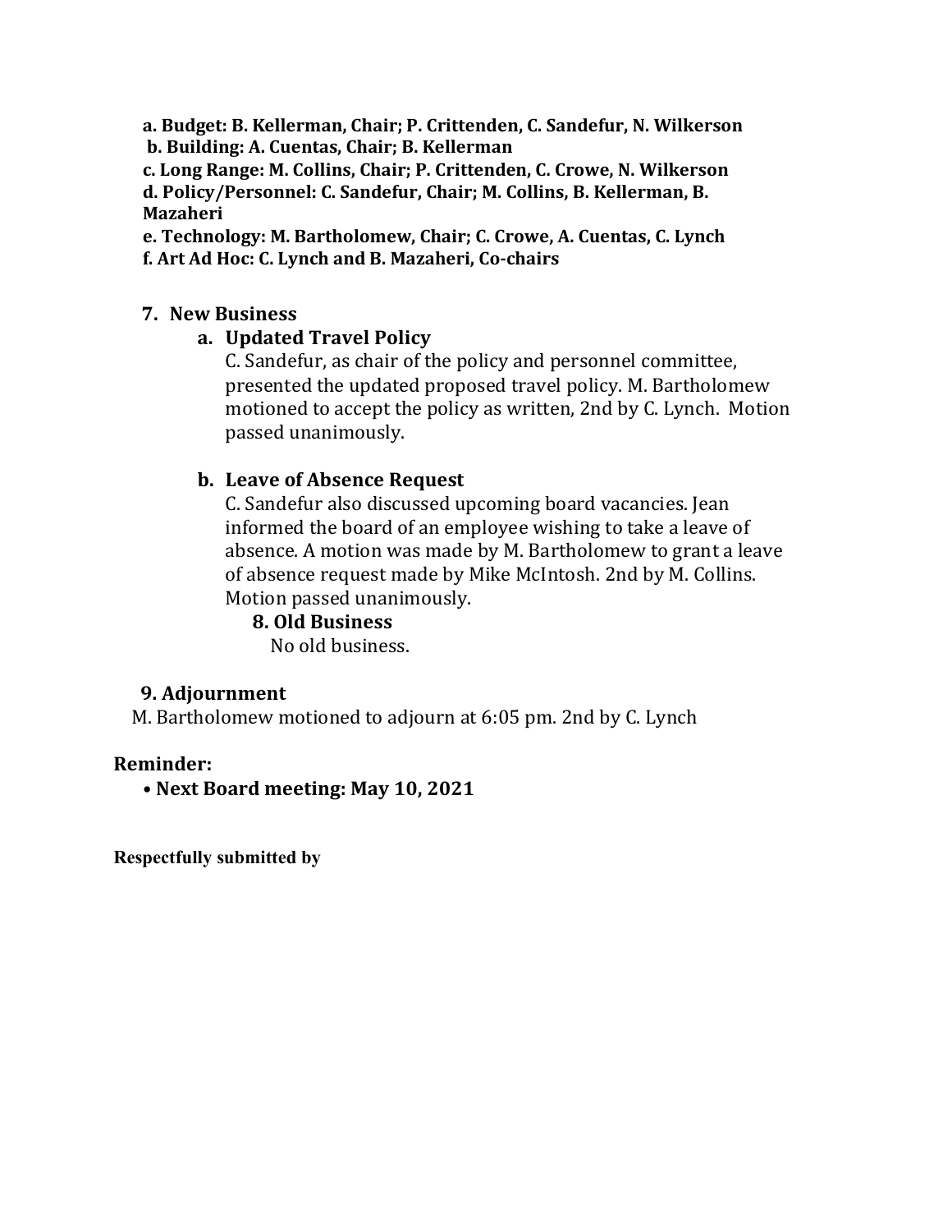**a. Budget: B. Kellerman, Chair; P. Crittenden, C. Sandefur, N. Wilkerson**
**b. Building: A. Cuentas, Chair; B. Kellerman**
**c. Long Range: M. Collins, Chair; P. Crittenden, C. Crowe, N. Wilkerson**
**d. Policy/Personnel: C. Sandefur, Chair; M. Collins, B. Kellerman, B. Mazaheri**
**e. Technology: M. Bartholomew, Chair; C. Crowe, A. Cuentas, C. Lynch**
**f. Art Ad Hoc: C. Lynch and B. Mazaheri, Co-chairs**

### 7. New Business

#### a. Updated Travel Policy

C. Sandefur, as chair of the policy and personnel committee, presented the updated proposed travel policy. M. Bartholomew motioned to accept the policy as written, 2nd by C. Lynch. Motion passed unanimously.

#### b. Leave of Absence Request

C. Sandefur also discussed upcoming board vacancies. Jean informed the board of an employee wishing to take a leave of absence. A motion was made by M. Bartholomew to grant a leave of absence request made by Mike McIntosh. 2nd by M. Collins. Motion passed unanimously.

### 8. Old Business

No old business.

### 9. Adjournment

M. Bartholomew motioned to adjourn at 6:05 pm. 2nd by C. Lynch

**Reminder:**

- **Next Board meeting: May 10, 2021**

**Respectfully submitted by**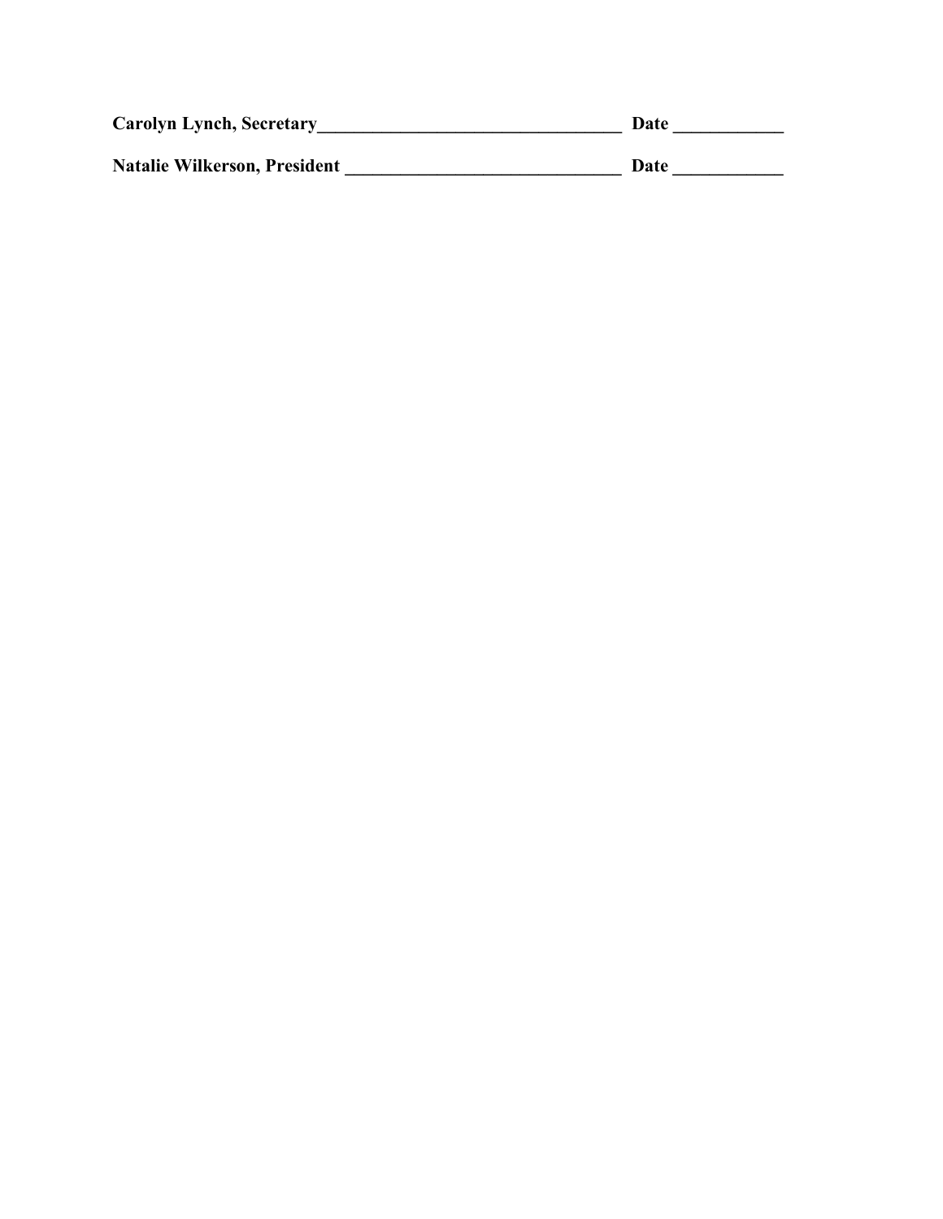**Carolyn Lynch, Secretary_________________________________ Date ____________**

**Natalie Wilkerson, President ______________________________ Date ____________**